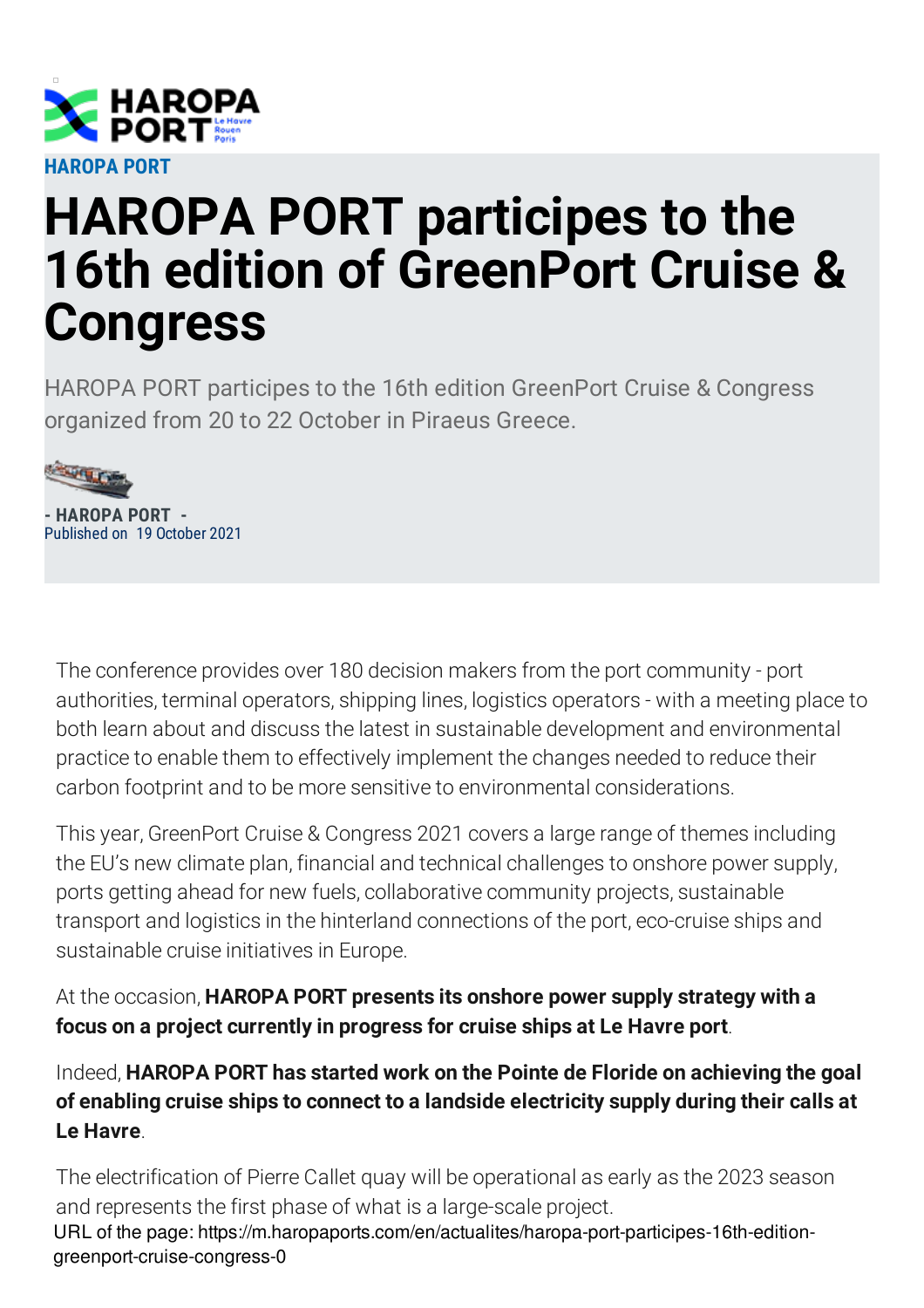HAROPA PORT

# HAROPA PORT participes to the 16th edition of GreenPort Cruise & Congress

HAROPA PORT participes to the 16th edition GreenPort Cruise & Congress organized from 20 to 22 October in Piraeus Greece.

**- HAROPA PORT -**
Published on 19 October 2021

The conference provides over 180 decision makers from the port community - port authorities, terminal operators, shipping lines, logistics operators - with a meeting place to both learn about and discuss the latest in sustainable development and environmental practice to enable them to effectively implement the changes needed to reduce their carbon footprint and to be more sensitive to environmental considerations.

This year, GreenPort Cruise & Congress 2021 covers a large range of themes including the EU's new climate plan, financial and technical challenges to onshore power supply, ports getting ahead for new fuels, collaborative community projects, sustainable transport and logistics in the hinterland connections of the port, eco-cruise ships and sustainable cruise initiatives in Europe.

At the occasion, **HAROPA PORT presents its onshore power supply strategy with a focus on a project currently in progress for cruise ships at Le Havre port**.

Indeed, **HAROPA PORT has started work on the Pointe de Floride on achieving the goal of enabling cruise ships to connect to a landside electricity supply during their calls at Le Havre**.

The electrification of Pierre Callet quay will be operational as early as the 2023 season and represents the first phase of what is a large-scale project.

URL of the page: https://m.haropaports.com/en/actualites/haropa-port-participes-16th-edition-greenport-cruise-congress-0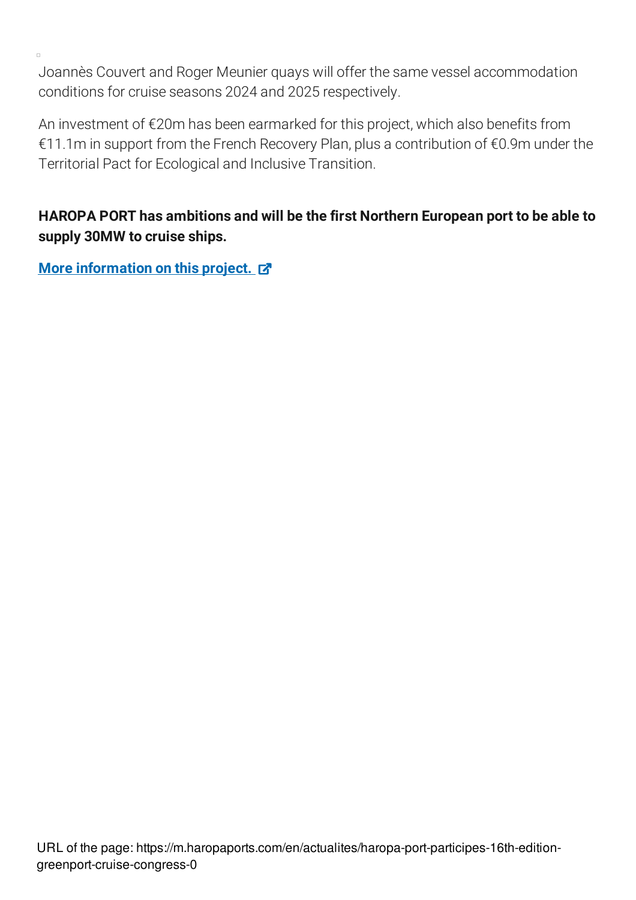Joannès Couvert and Roger Meunier quays will offer the same vessel accommodation conditions for cruise seasons 2024 and 2025 respectively.

An investment of €20m has been earmarked for this project, which also benefits from €11.1m in support from the French Recovery Plan, plus a contribution of €0.9m under the Territorial Pact for Ecological and Inclusive Transition.

**HAROPA PORT has ambitions and will be the first Northern European port to be able to supply 30MW to cruise ships.**

**More information on this project.**

URL of the page: https://m.haropaports.com/en/actualites/haropa-port-participes-16th-edition-greenport-cruise-congress-0